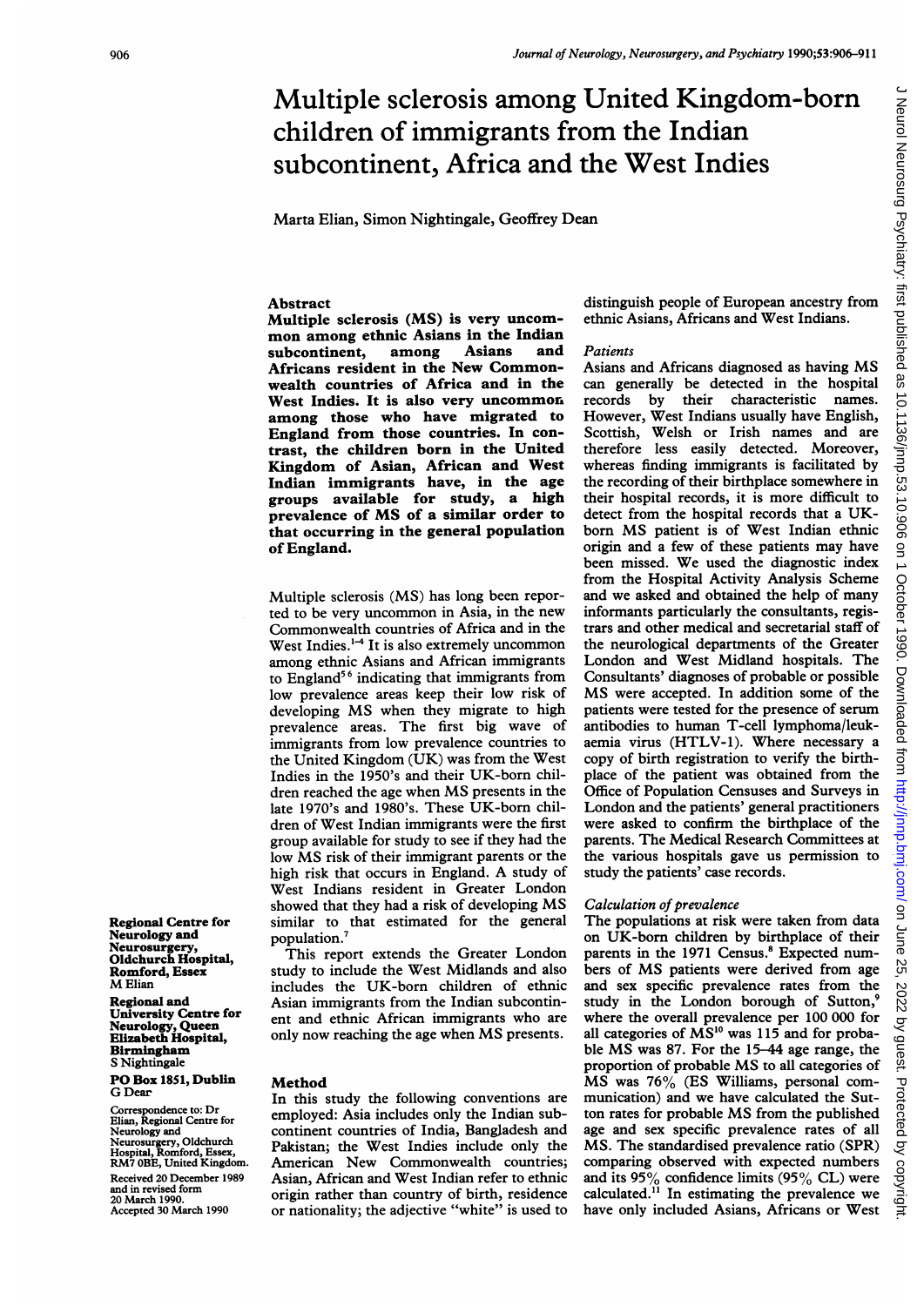# Multiple sclerosis among United Kingdom-born children of immigrants from the Indian subcontinent, Africa and the West Indies

Marta Elian, Simon Nightingale, Geoffrey Dean

## Abstract

**Multiple sclerosis (MS) is very uncommon among ethnic Asians in the Indian subcontinent, among Asians and Africans resident in the New Commonwealth countries of Africa and in the West Indies. It is also very uncommon among those who have migrated to England from those countries. In contrast, the children born in the United Kingdom of Asian, African and West Indian immigrants have, in the age groups available for study, a high prevalence of MS of a similar order to that occurring in the general population of England.**

Multiple sclerosis (MS) has long been reported to be very uncommon in Asia, in the new Commonwealth countries of Africa and in the West Indies.[1-4] It is also extremely uncommon among ethnic Asians and African immigrants to England[5,6] indicating that immigrants from low prevalence areas keep their low risk of developing MS when they migrate to high prevalence areas. The first big wave of immigrants from low prevalence countries to the United Kingdom (UK) was from the West Indies in the 1950's and their UK-born children reached the age when MS presents in the late 1970's and 1980's. These UK-born children of West Indian immigrants were the first group available for study to see if they had the low MS risk of their immigrant parents or the high risk that occurs in England. A study of West Indians resident in Greater London showed that they had a risk of developing MS similar to that estimated for the general population.[7]

This report extends the Greater London study to include the West Midlands and also includes the UK-born children of ethnic Asian immigrants from the Indian subcontinent and ethnic African immigrants who are only now reaching the age when MS presents.

**Regional Centre for Neurology and Neurosurgery, Oldchurch Hospital, Romford, Essex**
M Elian

**Regional and University Centre for Neurology, Queen Elizabeth Hospital, Birmingham**
S Nightingale

**PO Box 1851, Dublin**
G Dean

Correspondence to: Dr Elian, Regional Centre for Neurology and Neurosurgery, Oldchurch Hospital, Romford, Essex, RM7 0BE, United Kingdom.

Received 20 December 1989 and in revised form 20 March 1990. Accepted 30 March 1990

## Method

In this study the following conventions are employed: Asia includes only the Indian subcontinent countries of India, Bangladesh and Pakistan; the West Indies include only the American New Commonwealth countries; Asian, African and West Indian refer to ethnic origin rather than country of birth, residence or nationality; the adjective "white" is used to distinguish people of European ancestry from ethnic Asians, Africans and West Indians.

### *Patients*

Asians and Africans diagnosed as having MS can generally be detected in the hospital records by their characteristic names. However, West Indians usually have English, Scottish, Welsh or Irish names and are therefore less easily detected. Moreover, whereas finding immigrants is facilitated by the recording of their birthplace somewhere in their hospital records, it is more difficult to detect from the hospital records that a UK-born MS patient is of West Indian ethnic origin and a few of these patients may have been missed. We used the diagnostic index from the Hospital Activity Analysis Scheme and we asked and obtained the help of many informants particularly the consultants, registrars and other medical and secretarial staff of the neurological departments of the Greater London and West Midland hospitals. The Consultants' diagnoses of probable or possible MS were accepted. In addition some of the patients were tested for the presence of serum antibodies to human T-cell lymphoma/leukaemia virus (HTLV-1). Where necessary a copy of birth registration to verify the birthplace of the patient was obtained from the Office of Population Censuses and Surveys in London and the patients' general practitioners were asked to confirm the birthplace of the parents. The Medical Research Committees at the various hospitals gave us permission to study the patients' case records.

### *Calculation of prevalence*

The populations at risk were taken from data on UK-born children by birthplace of their parents in the 1971 Census.[8] Expected numbers of MS patients were derived from age and sex specific prevalence rates from the study in the London borough of Sutton,[9] where the overall prevalence per 100 000 for all categories of MS[10] was 115 and for probable MS was 87. For the 15–44 age range, the proportion of probable MS to all categories of MS was 76% (ES Williams, personal communication) and we have calculated the Sutton rates for probable MS from the published age and sex specific prevalence rates of all MS. The standardised prevalence ratio (SPR) comparing observed with expected numbers and its 95% confidence limits (95% CL) were calculated.[11] In estimating the prevalence we have only included Asians, Africans or West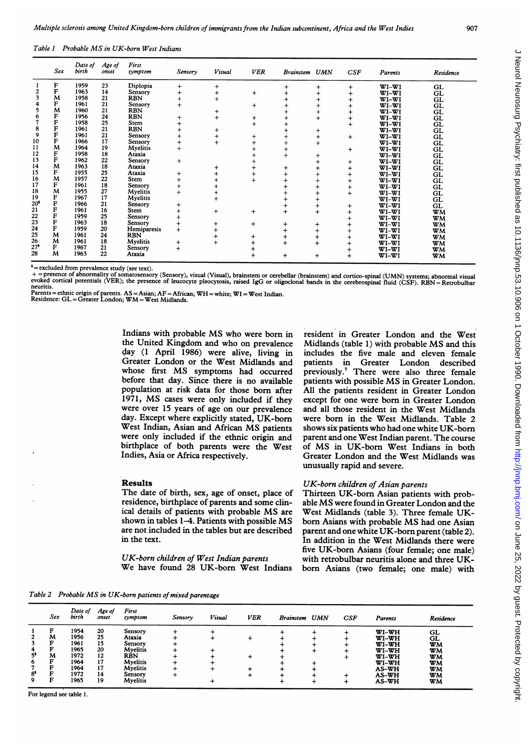Table 1 Probable MS in UK-born West Indians

| | Sex | Date of birth | Age of onset | First symptom | Sensory | Visual | VER | Brainstem | UMN | CSF | Parents | Residence |
|---|---|---|---|---|---|---|---|---|---|---|---|---|
| 1 | F | 1959 | 23 | Diplopia | + | + | | + | + | + | WI–WI | GL |
| 2 | F | 1963 | 14 | Sensory | + | + | + | + | + | + | WI–WI | GL |
| 3 | M | 1958 | 21 | RBN | + | + | | + | + | + | WI–WI | GL |
| 4 | F | 1961 | 21 | Sensory | + | | + | + | + | + | WI–WI | GL |
| 5 | M | 1960 | 21 | RBN | | + | | + | + | + | WI–WI | GL |
| 6 | F | 1956 | 24 | RBN | + | + | + | + | + | + | WI–WI | GL |
| 7 | F | 1958 | 25 | Stem | + | | + | + | | + | WI–WI | GL |
| 8 | F | 1961 | 21 | RBN | + | + | | + | + | | WI–WI | GL |
| 9 | F | 1961 | 21 | Sensory | + | + | + | + | + | + | WI–WI | GL |
| 10 | F | 1966 | 17 | Sensory | + | + | + | + | + | | WI–WI | GL |
| 11 | M | 1964 | 19 | Myelitis | + | | + | + | | + | WI–WI | GL |
| 12 | F | 1958 | 18 | Ataxia | | | + | + | + | | WI–WI | GL |
| 13 | F | 1962 | 22 | Sensory | + | | + | | + | + | WI–WI | GL |
| 14 | M | 1963 | 18 | Ataxia | | + | + | + | + | + | WI–WI | GL |
| 15 | F | 1955 | 25 | Ataxia | + | + | + | + | + | + | WI–WI | GL |
| 16 | M | 1957 | 22 | Stem | + | + | + | + | + | + | WI–WI | GL |
| 17 | F | 1961 | 18 | Sensory | + | + | | + | + | + | WI–WI | GL |
| 18 | M | 1955 | 27 | Myelitis | + | + | | + | + | + | WI–WI | GL |
| 19 | F | 1967 | 17 | Myelitis | | + | | + | + | | WI–WI | GL |
| 20* | F | 1966 | 21 | Sensory | + | | | + | + | + | WI–WI | GL |
| 21 | F | 1961 | 16 | Stem | + | + | + | + | + | + | WI–WI | WM |
| 22 | F | 1959 | 25 | Sensory | + | | | | | + | WI–WI | WM |
| 23 | F | 1963 | 18 | Sensory | + | + | + | + | + | + | WI–WI | WM |
| 24 | F | 1959 | 20 | Hemiparesis | + | + | | + | + | + | WI–WI | WM |
| 25 | M | 1961 | 24 | RBN | | + | + | + | + | + | WI–WI | WM |
| 26 | M | 1961 | 18 | Myelitis | + | + | + | + | + | + | WI–WI | WM |
| 27* | F | 1967 | 21 | Sensory | + | | + | | | + | WI–WI | WM |
| 28 | M | 1963 | 22 | Ataxia | | | + | + | + | + | WI–WI | WM |

* = excluded from prevalence study (see text).
+ = presence of abnormality of somatosensory (Sensory), visual (Visual), brainstem or cerebellar (brainstem) and cortico-spinal (UMN) systems; abnormal visual evoked cortical potentials (VER); the presence of leucocyte pleocytosis, raised IgG or oligoclonal bands in the cerebrospinal fluid (CSF). RBN = Retrobulbar neuritis.
Parents = ethnic origin of parents. AS = Asian; AF = African; WH = white; WI = West Indian.
Residence: GL = Greater London; WM = West Midlands.

Indians with probable MS who were born in the United Kingdom and who on prevalence day (1 April 1986) were alive, living in Greater London or the West Midlands and whose first MS symptoms had occurred before that day. Since there is no available population at risk data for those born after 1971, MS cases were only included if they were over 15 years of age on our prevalence day. Except where explicitly stated, UK-born West Indian, Asian and African MS patients were only included if the ethnic origin and birthplace of both parents were the West Indies, Asia or Africa respectively.

## Results

The date of birth, sex, age of onset, place of residence, birthplace of parents and some clinical details of patients with probable MS are shown in tables 1–4. Patients with possible MS are not included in the tables but are described in the text.

### *UK-born children of West Indian parents*

We have found 28 UK-born West Indians resident in Greater London and the West Midlands (table 1) with probable MS and this includes the five male and eleven female patients in Greater London described previously.[7] There were also three female patients with possible MS in Greater London. All the patients resident in Greater London except for one were born in Greater London and all those resident in the West Midlands were born in the West Midlands. Table 2 shows six patients who had one white UK-born parent and one West Indian parent. The course of MS in UK-born West Indians in both Greater London and the West Midlands was unusually rapid and severe.

### *UK-born children of Asian parents*

Thirteen UK-born Asian patients with probable MS were found in Greater London and the West Midlands (table 3). Three female UK-born Asians with probable MS had one Asian parent and one white UK-born parent (table 2). In addition in the West Midlands there were five UK-born Asians (four female; one male) with retrobulbar neuritis alone and three UK-born Asians (two female; one male) with

Table 2 Probable MS in UK-born patients of mixed parentage

| | Sex | Date of birth | Age of onset | First symptom | Sensory | Visual | VER | Brainstem | UMN | CSF | Parents | Residence |
|---|---|---|---|---|---|---|---|---|---|---|---|---|
| 1 | F | 1954 | 20 | Sensory | + | + | | + | + | + | WI–WH | GL |
| 2 | M | 1956 | 25 | Ataxia | + | + | + | + | + | + | WI–WH | GL |
| 3 | F | 1961 | 15 | Sensory | + | | | + | + | + | WI–WH | WM |
| 4 | F | 1965 | 20 | Myelitis | + | + | | + | + | + | WI–WH | WM |
| 5* | M | 1972 | 12 | RBN | + | + | + | + | | + | WI–WH | WM |
| 6 | F | 1964 | 17 | Myelitis | + | + | | + | + | | WI–WH | WM |
| 7 | F | 1964 | 17 | Myelitis | + | + | + | + | + | | AS–WH | WM |
| 8* | F | 1972 | 14 | Sensory | + | | + | + | + | + | AS–WH | WM |
| 9 | F | 1965 | 19 | Myelitis | | + | | + | + | + | AS–WH | WM |

For legend see table 1.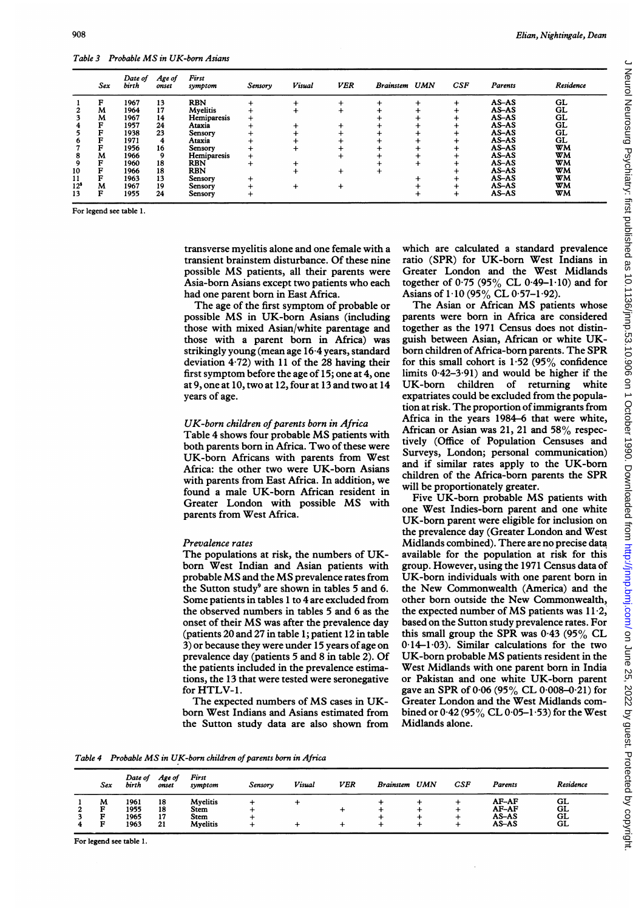*Table 3 Probable MS in UK-born Asians*

| | Sex | Date of birth | Age of onset | First symptom | Sensory | Visual | VER | Brainstem | UMN | CSF | Parents | Residence |
|---|---|---|---|---|---|---|---|---|---|---|---|---|
| 1 | F | 1967 | 13 | RBN | + | + | + | + | + | + | AS–AS | GL |
| 2 | M | 1964 | 17 | Myelitis | + | + | + | + | + | + | AS–AS | GL |
| 3 | M | 1967 | 14 | Hemiparesis | + | | | + | + | + | AS–AS | GL |
| 4 | F | 1957 | 24 | Ataxia | + | + | + | + | + | + | AS–AS | GL |
| 5 | F | 1938 | 23 | Sensory | + | + | + | + | + | + | AS–AS | GL |
| 6 | F | 1971 | 4 | Ataxia | + | + | + | + | + | + | AS–AS | GL |
| 7 | F | 1956 | 16 | Sensory | + | + | + | + | + | + | AS–AS | WM |
| 8 | M | 1966 | 9 | Hemiparesis | + | | + | + | + | + | AS–AS | WM |
| 9 | F | 1960 | 18 | RBN | + | + | | + | + | + | AS–AS | WM |
| 10 | F | 1966 | 18 | RBN | | + | + | + | | + | AS–AS | WM |
| 11 | F | 1963 | 13 | Sensory | + | | | | + | + | AS–AS | WM |
| 12* | M | 1967 | 19 | Sensory | + | + | + | | + | + | AS–AS | WM |
| 13 | F | 1955 | 24 | Sensory | + | | | | + | + | AS–AS | WM |

For legend see table 1.

transverse myelitis alone and one female with a transient brainstem disturbance. Of these nine possible MS patients, all their parents were Asia-born Asians except two patients who each had one parent born in East Africa.

The age of the first symptom of probable or possible MS in UK-born Asians (including those with mixed Asian/white parentage and those with a parent born in Africa) was strikingly young (mean age 16·4 years, standard deviation 4·72) with 11 of the 28 having their first symptom before the age of 15; one at 4, one at 9, one at 10, two at 12, four at 13 and two at 14 years of age.

### *UK-born children of parents born in Africa*

Table 4 shows four probable MS patients with both parents born in Africa. Two of these were UK-born Africans with parents from West Africa: the other two were UK-born Asians with parents from East Africa. In addition, we found a male UK-born African resident in Greater London with possible MS with parents from West Africa.

### *Prevalence rates*

The populations at risk, the numbers of UK-born West Indian and Asian patients with probable MS and the MS prevalence rates from the Sutton study[9] are shown in tables 5 and 6. Some patients in tables 1 to 4 are excluded from the observed numbers in tables 5 and 6 as the onset of their MS was after the prevalence day (patients 20 and 27 in table 1; patient 12 in table 3) or because they were under 15 years of age on prevalence day (patients 5 and 8 in table 2). Of the patients included in the prevalence estimations, the 13 that were tested were seronegative for HTLV-1.

The expected numbers of MS cases in UK-born West Indians and Asians estimated from the Sutton study data are also shown from which are calculated a standard prevalence ratio (SPR) for UK-born West Indians in Greater London and the West Midlands together of 0·75 (95% CL 0·49–1·10) and for Asians of 1·10 (95% CL 0·57–1·92).

The Asian or African MS patients whose parents were born in Africa are considered together as the 1971 Census does not distinguish between Asian, African or white UK-born children of Africa-born parents. The SPR for this small cohort is 1·52 (95% confidence limits 0·42–3·91) and would be higher if the UK-born children of returning white expatriates could be excluded from the population at risk. The proportion of immigrants from Africa in the years 1984–6 that were white, African or Asian was 21, 21 and 58% respectively (Office of Population Censuses and Surveys, London; personal communication) and if similar rates apply to the UK-born children of the Africa-born parents the SPR will be proportionately greater.

Five UK-born probable MS patients with one West Indies-born parent and one white UK-born parent were eligible for inclusion on the prevalence day (Greater London and West Midlands combined). There are no precise data available for the population at risk for this group. However, using the 1971 Census data of UK-born individuals with one parent born in the New Commonwealth (America) and the other born outside the New Commonwealth, the expected number of MS patients was 11·2, based on the Sutton study prevalence rates. For this small group the SPR was 0·43 (95% CL 0·14–1·03). Similar calculations for the two UK-born probable MS patients resident in the West Midlands with one parent born in India or Pakistan and one white UK-born parent gave an SPR of 0·06 (95% CL 0·008–0·21) for Greater London and the West Midlands combined or 0·42 (95% CL 0·05–1·53) for the West Midlands alone.

*Table 4 Probable MS in UK-born children of parents born in Africa*

| | Sex | Date of birth | Age of onset | First symptom | Sensory | Visual | VER | Brainstem | UMN | CSF | Parents | Residence |
|---|---|---|---|---|---|---|---|---|---|---|---|---|
| 1 | M | 1961 | 18 | Myelitis | + | + | | + | + | + | AF–AF | GL |
| 2 | F | 1955 | 18 | Stem | + | | + | + | + | + | AF–AF | GL |
| 3 | F | 1965 | 17 | Stem | + | | | + | + | + | AS–AS | GL |
| 4 | F | 1963 | 21 | Myelitis | + | + | + | + | + | + | AS–AS | GL |

For legend see table 1.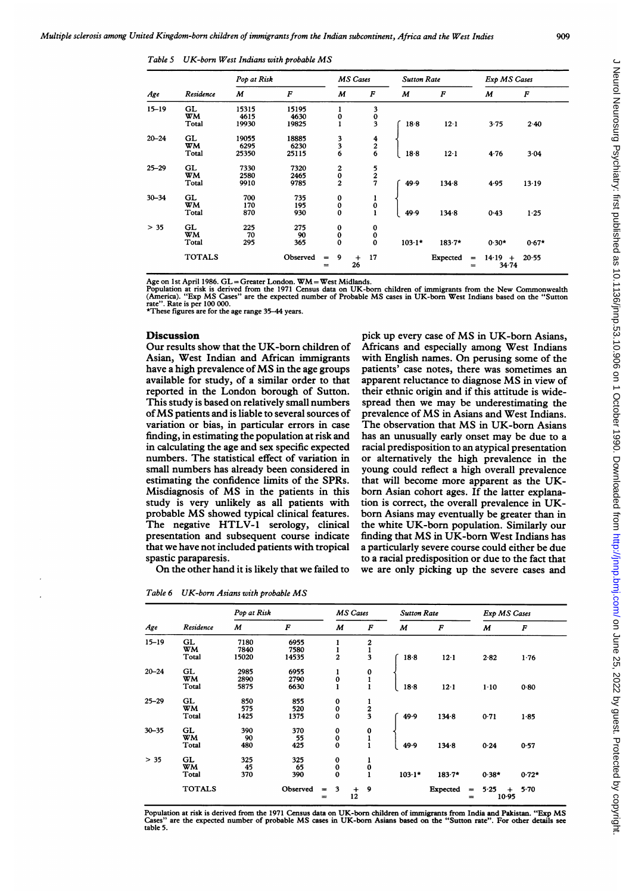*Table 5 UK-born West Indians with probable MS*

| Age | Residence | Pop at Risk M | Pop at Risk F | MS Cases M | MS Cases F | Sutton Rate M | Sutton Rate F | Exp MS Cases M | Exp MS Cases F |
|---|---|---|---|---|---|---|---|---|---|
| 15–19 | GL | 15315 | 15195 | 1 | 3 | | | | |
| | WM | 4615 | 4630 | 0 | 0 | | | | |
| | Total | 19930 | 19825 | 1 | 3 | 18·8 | 12·1 | 3·75 | 2·40 |
| 20–24 | GL | 19055 | 18885 | 3 | 4 | | | | |
| | WM | 6295 | 6230 | 3 | 2 | | | | |
| | Total | 25350 | 25115 | 6 | 6 | 18·8 | 12·1 | 4·76 | 3·04 |
| 25–29 | GL | 7330 | 7320 | 2 | 5 | | | | |
| | WM | 2580 | 2465 | 0 | 2 | | | | |
| | Total | 9910 | 9785 | 2 | 7 | 49·9 | 134·8 | 4·95 | 13·19 |
| 30–34 | GL | 700 | 735 | 0 | 1 | | | | |
| | WM | 170 | 195 | 0 | 0 | | | | |
| | Total | 870 | 930 | 0 | 1 | 49·9 | 134·8 | 0·43 | 1·25 |
| > 35 | GL | 225 | 275 | 0 | 0 | | | | |
| | WM | 70 | 90 | 0 | 0 | | | | |
| | Total | 295 | 365 | 0 | 0 | 103·1* | 183·7* | 0·30* | 0·67* |
| TOTALS | | | Observed | = 9 + 17 = 26 | | | Expected | = 14·19 + 20·55 = 34·74 | |

Age on 1st April 1986. GL = Greater London. WM = West Midlands.
Population at risk is derived from the 1971 Census data on UK-born children of immigrants from the New Commonwealth (America). "Exp MS Cases" are the expected number of Probable MS cases in UK-born West Indians based on the "Sutton rate". Rate is per 100 000.
*These figures are for the age range 35–44 years.

## Discussion

Our results show that the UK-born children of Asian, West Indian and African immigrants have a high prevalence of MS in the age groups available for study, of a similar order to that reported in the London borough of Sutton. This study is based on relatively small numbers of MS patients and is liable to several sources of variation or bias, in particular errors in case finding, in estimating the population at risk and in calculating the age and sex specific expected numbers. The statistical effect of variation in small numbers has already been considered in estimating the confidence limits of the SPRs. Misdiagnosis of MS in the patients in this study is very unlikely as all patients with probable MS showed typical clinical features. The negative HTLV-1 serology, clinical presentation and subsequent course indicate that we have not included patients with tropical spastic paraparesis.

On the other hand it is likely that we failed to pick up every case of MS in UK-born Asians, Africans and especially among West Indians with English names. On perusing some of the patients' case notes, there was sometimes an apparent reluctance to diagnose MS in view of their ethnic origin and if this attitude is widespread then we may be underestimating the prevalence of MS in Asians and West Indians. The observation that MS in UK-born Asians has an unusually early onset may be due to a racial predisposition to an atypical presentation or alternatively the high prevalence in the young could reflect a high overall prevalence that will become more apparent as the UK-born Asian cohort ages. If the latter explanation is correct, the overall prevalence in UK-born Asians may eventually be greater than in the white UK-born population. Similarly our finding that MS in UK-born West Indians has a particularly severe course could either be due to a racial predisposition or due to the fact that we are only picking up the severe cases and

*Table 6 UK-born Asians with probable MS*

| Age | Residence | Pop at Risk M | Pop at Risk F | MS Cases M | MS Cases F | Sutton Rate M | Sutton Rate F | Exp MS Cases M | Exp MS Cases F |
|---|---|---|---|---|---|---|---|---|---|
| 15–19 | GL | 7180 | 6955 | 1 | 2 | | | | |
| | WM | 7840 | 7580 | 1 | 1 | | | | |
| | Total | 15020 | 14535 | 2 | 3 | 18·8 | 12·1 | 2·82 | 1·76 |
| 20–24 | GL | 2985 | 6955 | 1 | 0 | | | | |
| | WM | 2890 | 2790 | 0 | 1 | | | | |
| | Total | 5875 | 6630 | 1 | 1 | 18·8 | 12·1 | 1·10 | 0·80 |
| 25–29 | GL | 850 | 855 | 0 | 1 | | | | |
| | WM | 575 | 520 | 0 | 2 | | | | |
| | Total | 1425 | 1375 | 0 | 3 | 49·9 | 134·8 | 0·71 | 1·85 |
| 30–35 | GL | 390 | 370 | 0 | 0 | | | | |
| | WM | 90 | 55 | 0 | 1 | | | | |
| | Total | 480 | 425 | 0 | 1 | 49·9 | 134·8 | 0·24 | 0·57 |
| > 35 | GL | 325 | 325 | 0 | 1 | | | | |
| | WM | 45 | 65 | 0 | 0 | | | | |
| | Total | 370 | 390 | 0 | 1 | 103·1* | 183·7* | 0·38* | 0·72* |
| TOTALS | | | Observed | = 3 + 9 = 12 | | | Expected | = 5·25 + 5·70 = 10·95 | |

Population at risk is derived from the 1971 Census data on UK-born children of immigrants from India and Pakistan. "Exp MS Cases" are the expected number of probable MS cases in UK-born Asians based on the "Sutton rate". For other details see table 5.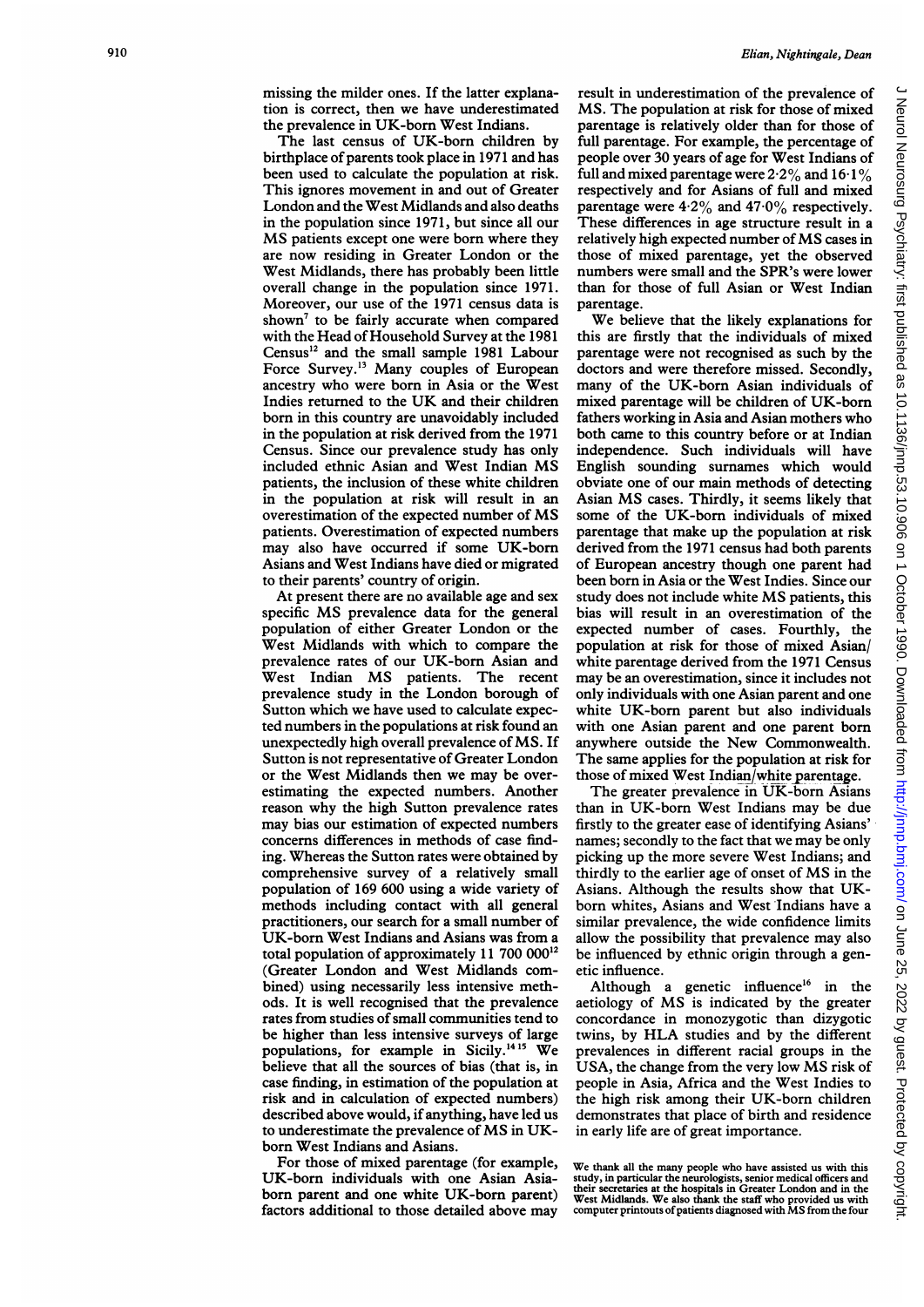missing the milder ones. If the latter explanation is correct, then we have underestimated the prevalence in UK-born West Indians.

The last census of UK-born children by birthplace of parents took place in 1971 and has been used to calculate the population at risk. This ignores movement in and out of Greater London and the West Midlands and also deaths in the population since 1971, but since all our MS patients except one were born where they are now residing in Greater London or the West Midlands, there has probably been little overall change in the population since 1971. Moreover, our use of the 1971 census data is shown[7] to be fairly accurate when compared with the Head of Household Survey at the 1981 Census[12] and the small sample 1981 Labour Force Survey.[13] Many couples of European ancestry who were born in Asia or the West Indies returned to the UK and their children born in this country are unavoidably included in the population at risk derived from the 1971 Census. Since our prevalence study has only included ethnic Asian and West Indian MS patients, the inclusion of these white children in the population at risk will result in an overestimation of the expected number of MS patients. Overestimation of expected numbers may also have occurred if some UK-born Asians and West Indians have died or migrated to their parents' country of origin.

At present there are no available age and sex specific MS prevalence data for the general population of either Greater London or the West Midlands with which to compare the prevalence rates of our UK-born Asian and West Indian MS patients. The recent prevalence study in the London borough of Sutton which we have used to calculate expected numbers in the populations at risk found an unexpectedly high overall prevalence of MS. If Sutton is not representative of Greater London or the West Midlands then we may be overestimating the expected numbers. Another reason why the high Sutton prevalence rates may bias our estimation of expected numbers concerns differences in methods of case finding. Whereas the Sutton rates were obtained by comprehensive survey of a relatively small population of 169 600 using a wide variety of methods including contact with all general practitioners, our search for a small number of UK-born West Indians and Asians was from a total population of approximately 11 700 000[12] (Greater London and West Midlands combined) using necessarily less intensive methods. It is well recognised that the prevalence rates from studies of small communities tend to be higher than less intensive surveys of large populations, for example in Sicily.[14,15] We believe that all the sources of bias (that is, in case finding, in estimation of the population at risk and in calculation of expected numbers) described above would, if anything, have led us to underestimate the prevalence of MS in UK-born West Indians and Asians.

For those of mixed parentage (for example, UK-born individuals with one Asian Asia-born parent and one white UK-born parent) factors additional to those detailed above may result in underestimation of the prevalence of MS. The population at risk for those of mixed parentage is relatively older than for those of full parentage. For example, the percentage of people over 30 years of age for West Indians of full and mixed parentage were 2·2% and 16·1% respectively and for Asians of full and mixed parentage were 4·2% and 47·0% respectively. These differences in age structure result in a relatively high expected number of MS cases in those of mixed parentage, yet the observed numbers were small and the SPR's were lower than for those of full Asian or West Indian parentage.

We believe that the likely explanations for this are firstly that the individuals of mixed parentage were not recognised as such by the doctors and were therefore missed. Secondly, many of the UK-born Asian individuals of mixed parentage will be children of UK-born fathers working in Asia and Asian mothers who both came to this country before or at Indian independence. Such individuals will have English sounding surnames which would obviate one of our main methods of detecting Asian MS cases. Thirdly, it seems likely that some of the UK-born individuals of mixed parentage that make up the population at risk derived from the 1971 census had both parents of European ancestry though one parent had been born in Asia or the West Indies. Since our study does not include white MS patients, this bias will result in an overestimation of the expected number of cases. Fourthly, the population at risk for those of mixed Asian/white parentage derived from the 1971 Census may be an overestimation, since it includes not only individuals with one Asian parent and one white UK-born parent but also individuals with one Asian parent and one parent born anywhere outside the New Commonwealth. The same applies for the population at risk for those of mixed West Indian/white parentage.

The greater prevalence in UK-born Asians than in UK-born West Indians may be due firstly to the greater ease of identifying Asians' names; secondly to the fact that we may be only picking up the more severe West Indians; and thirdly to the earlier age of onset of MS in the Asians. Although the results show that UK-born whites, Asians and West Indians have a similar prevalence, the wide confidence limits allow the possibility that prevalence may also be influenced by ethnic origin through a genetic influence.

Although a genetic influence[16] in the aetiology of MS is indicated by the greater concordance in monozygotic than dizygotic twins, by HLA studies and by the different prevalences in different racial groups in the USA, the change from the very low MS risk of people in Asia, Africa and the West Indies to the high risk among their UK-born children demonstrates that place of birth and residence in early life are of great importance.

We thank all the many people who have assisted us with this study, in particular the neurologists, senior medical officers and their secretaries at the hospitals in Greater London and in the West Midlands. We also thank the staff who provided us with computer printouts of patients diagnosed with MS from the four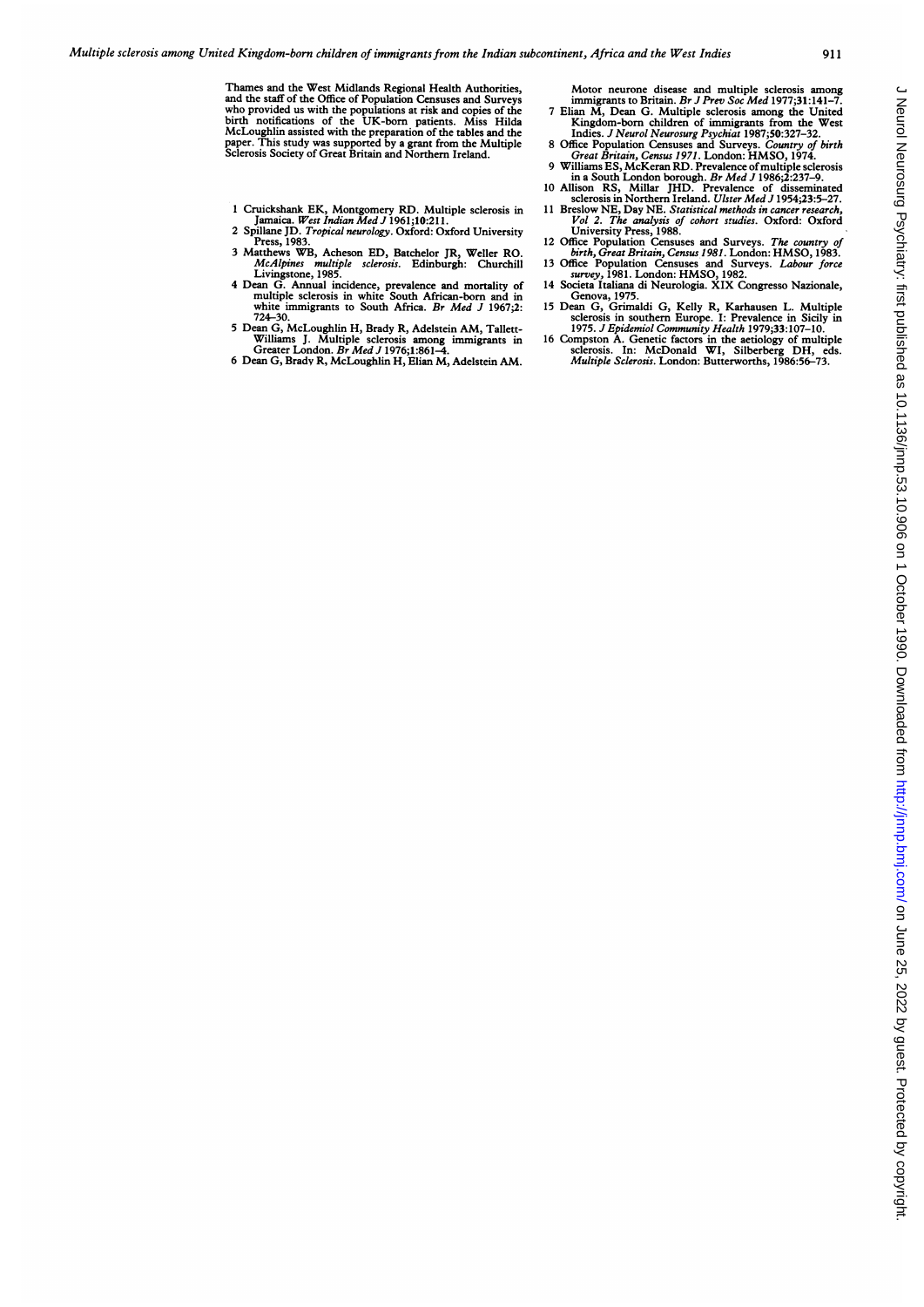Thames and the West Midlands Regional Health Authorities, and the staff of the Office of Population Censuses and Surveys who provided us with the populations at risk and copies of the birth notifications of the UK-born patients. Miss Hilda McLoughlin assisted with the preparation of the tables and the paper. This study was supported by a grant from the Multiple Sclerosis Society of Great Britain and Northern Ireland.

1. Cruickshank EK, Montgomery RD. Multiple sclerosis in Jamaica. *West Indian Med J* 1961;10:211.
2. Spillane JD. *Tropical neurology*. Oxford: Oxford University Press, 1983.
3. Matthews WB, Acheson ED, Batchelor JR, Weller RO. *McAlpines multiple sclerosis*. Edinburgh: Churchill Livingstone, 1985.
4. Dean G. Annual incidence, prevalence and mortality of multiple sclerosis in white South African-born and in white immigrants to South Africa. *Br Med J* 1967;2:724–30.
5. Dean G, McLoughlin H, Brady R, Adelstein AM, Tallett-Williams J. Multiple sclerosis among immigrants in Greater London. *Br Med J* 1976;1:861–4.
6. Dean G, Brady R, McLoughlin H, Elian M, Adelstein AM. Motor neurone disease and multiple sclerosis among immigrants to Britain. *Br J Prev Soc Med* 1977;31:141–7.
7. Elian M, Dean G. Multiple sclerosis among the United Kingdom-born children of immigrants from the West Indies. *J Neurol Neurosurg Psychiat* 1987;50:327–32.
8. Office Population Censuses and Surveys. *Country of birth Great Britain, Census 1971*. London: HMSO, 1974.
9. Williams ES, McKeran RD. Prevalence of multiple sclerosis in a South London borough. *Br Med J* 1986;2:237–9.
10. Allison RS, Millar JHD. Prevalence of disseminated sclerosis in Northern Ireland. *Ulster Med J* 1954;23:5–27.
11. Breslow NE, Day NE. *Statistical methods in cancer research, Vol 2. The analysis of cohort studies*. Oxford: Oxford University Press, 1988.
12. Office Population Censuses and Surveys. *The country of birth, Great Britain, Census 1981*. London: HMSO, 1983.
13. Office Population Censuses and Surveys. *Labour force survey*, 1981. London: HMSO, 1982.
14. Societa Italiana di Neurologia. XIX Congresso Nazionale, Genova, 1975.
15. Dean G, Grimaldi G, Kelly R, Karhausen L. Multiple sclerosis in southern Europe. I: Prevalence in Sicily in 1975. *J Epidemiol Community Health* 1979;33:107–10.
16. Compston A. Genetic factors in the aetiology of multiple sclerosis. In: McDonald WI, Silberberg DH, eds. *Multiple Sclerosis*. London: Butterworths, 1986:56–73.